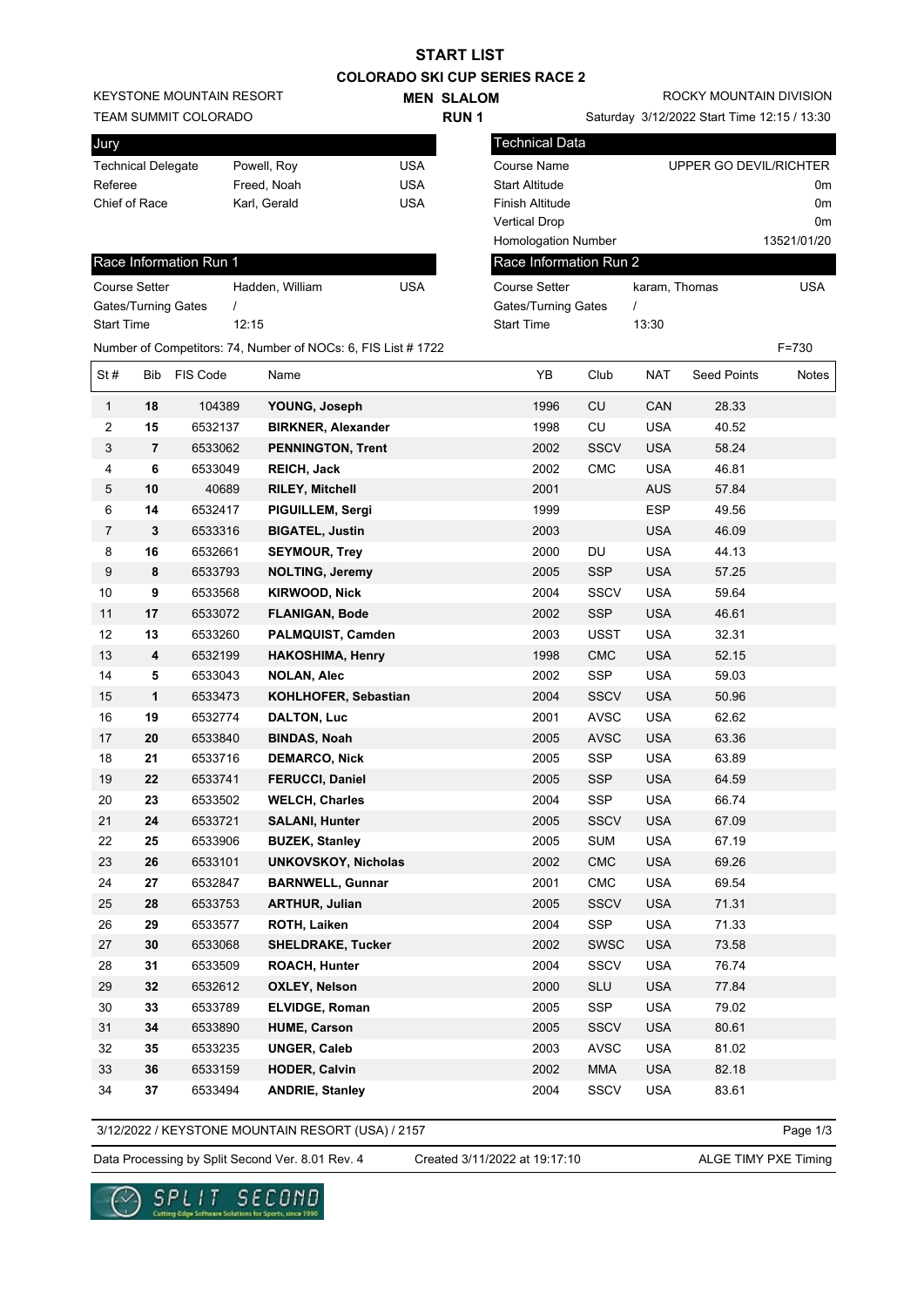# START LIST

## COLORADO SKI CUP SERIES RACE 2

KEYSTONE MOUNTAIN RESORT
TEAM SUMMIT COLORADO

**MEN SLALOM**
**RUN 1**

ROCKY MOUNTAIN DIVISION
Saturday 3/12/2022 Start Time 12:15 / 13:30

| Jury | | |
|---|---|---|
| Technical Delegate | Powell, Roy | USA |
| Referee | Freed, Noah | USA |
| Chief of Race | Karl, Gerald | USA |

| Technical Data | |
|---|---|
| Course Name | UPPER GO DEVIL/RICHTER |
| Start Altitude | 0m |
| Finish Altitude | 0m |
| Vertical Drop | 0m |
| Homologation Number | 13521/01/20 |

| Race Information Run 1 | | |
|---|---|---|
| Course Setter | Hadden, William | USA |
| Gates/Turning Gates | / | |
| Start Time | 12:15 | |

| Race Information Run 2 | | |
|---|---|---|
| Course Setter | karam, Thomas | USA |
| Gates/Turning Gates | / | |
| Start Time | 13:30 | |

Number of Competitors: 74, Number of NOCs: 6, FIS List # 1722 F=730

| St # | Bib | FIS Code | Name | YB | Club | NAT | Seed Points | Notes |
|---|---|---|---|---|---|---|---|---|
| 1 | **18** | 104389 | **YOUNG, Joseph** | 1996 | CU | CAN | 28.33 | |
| 2 | **15** | 6532137 | **BIRKNER, Alexander** | 1998 | CU | USA | 40.52 | |
| 3 | **7** | 6533062 | **PENNINGTON, Trent** | 2002 | SSCV | USA | 58.24 | |
| 4 | **6** | 6533049 | **REICH, Jack** | 2002 | CMC | USA | 46.81 | |
| 5 | **10** | 40689 | **RILEY, Mitchell** | 2001 | | AUS | 57.84 | |
| 6 | **14** | 6532417 | **PIGUILLEM, Sergi** | 1999 | | ESP | 49.56 | |
| 7 | **3** | 6533316 | **BIGATEL, Justin** | 2003 | | USA | 46.09 | |
| 8 | **16** | 6532661 | **SEYMOUR, Trey** | 2000 | DU | USA | 44.13 | |
| 9 | **8** | 6533793 | **NOLTING, Jeremy** | 2005 | SSP | USA | 57.25 | |
| 10 | **9** | 6533568 | **KIRWOOD, Nick** | 2004 | SSCV | USA | 59.64 | |
| 11 | **17** | 6533072 | **FLANIGAN, Bode** | 2002 | SSP | USA | 46.61 | |
| 12 | **13** | 6533260 | **PALMQUIST, Camden** | 2003 | USST | USA | 32.31 | |
| 13 | **4** | 6532199 | **HAKOSHIMA, Henry** | 1998 | CMC | USA | 52.15 | |
| 14 | **5** | 6533043 | **NOLAN, Alec** | 2002 | SSP | USA | 59.03 | |
| 15 | **1** | 6533473 | **KOHLHOFER, Sebastian** | 2004 | SSCV | USA | 50.96 | |
| 16 | **19** | 6532774 | **DALTON, Luc** | 2001 | AVSC | USA | 62.62 | |
| 17 | **20** | 6533840 | **BINDAS, Noah** | 2005 | AVSC | USA | 63.36 | |
| 18 | **21** | 6533716 | **DEMARCO, Nick** | 2005 | SSP | USA | 63.89 | |
| 19 | **22** | 6533741 | **FERUCCI, Daniel** | 2005 | SSP | USA | 64.59 | |
| 20 | **23** | 6533502 | **WELCH, Charles** | 2004 | SSP | USA | 66.74 | |
| 21 | **24** | 6533721 | **SALANI, Hunter** | 2005 | SSCV | USA | 67.09 | |
| 22 | **25** | 6533906 | **BUZEK, Stanley** | 2005 | SUM | USA | 67.19 | |
| 23 | **26** | 6533101 | **UNKOVSKOY, Nicholas** | 2002 | CMC | USA | 69.26 | |
| 24 | **27** | 6532847 | **BARNWELL, Gunnar** | 2001 | CMC | USA | 69.54 | |
| 25 | **28** | 6533753 | **ARTHUR, Julian** | 2005 | SSCV | USA | 71.31 | |
| 26 | **29** | 6533577 | **ROTH, Laiken** | 2004 | SSP | USA | 71.33 | |
| 27 | **30** | 6533068 | **SHELDRAKE, Tucker** | 2002 | SWSC | USA | 73.58 | |
| 28 | **31** | 6533509 | **ROACH, Hunter** | 2004 | SSCV | USA | 76.74 | |
| 29 | **32** | 6532612 | **OXLEY, Nelson** | 2000 | SLU | USA | 77.84 | |
| 30 | **33** | 6533789 | **ELVIDGE, Roman** | 2005 | SSP | USA | 79.02 | |
| 31 | **34** | 6533890 | **HUME, Carson** | 2005 | SSCV | USA | 80.61 | |
| 32 | **35** | 6533235 | **UNGER, Caleb** | 2003 | AVSC | USA | 81.02 | |
| 33 | **36** | 6533159 | **HODER, Calvin** | 2002 | MMA | USA | 82.18 | |
| 34 | **37** | 6533494 | **ANDRIE, Stanley** | 2004 | SSCV | USA | 83.61 | |

3/12/2022 / KEYSTONE MOUNTAIN RESORT (USA) / 2157

Data Processing by Split Second Ver. 8.01 Rev. 4 Created 3/11/2022 at 19:17:10 ALGE TIMY PXE Timing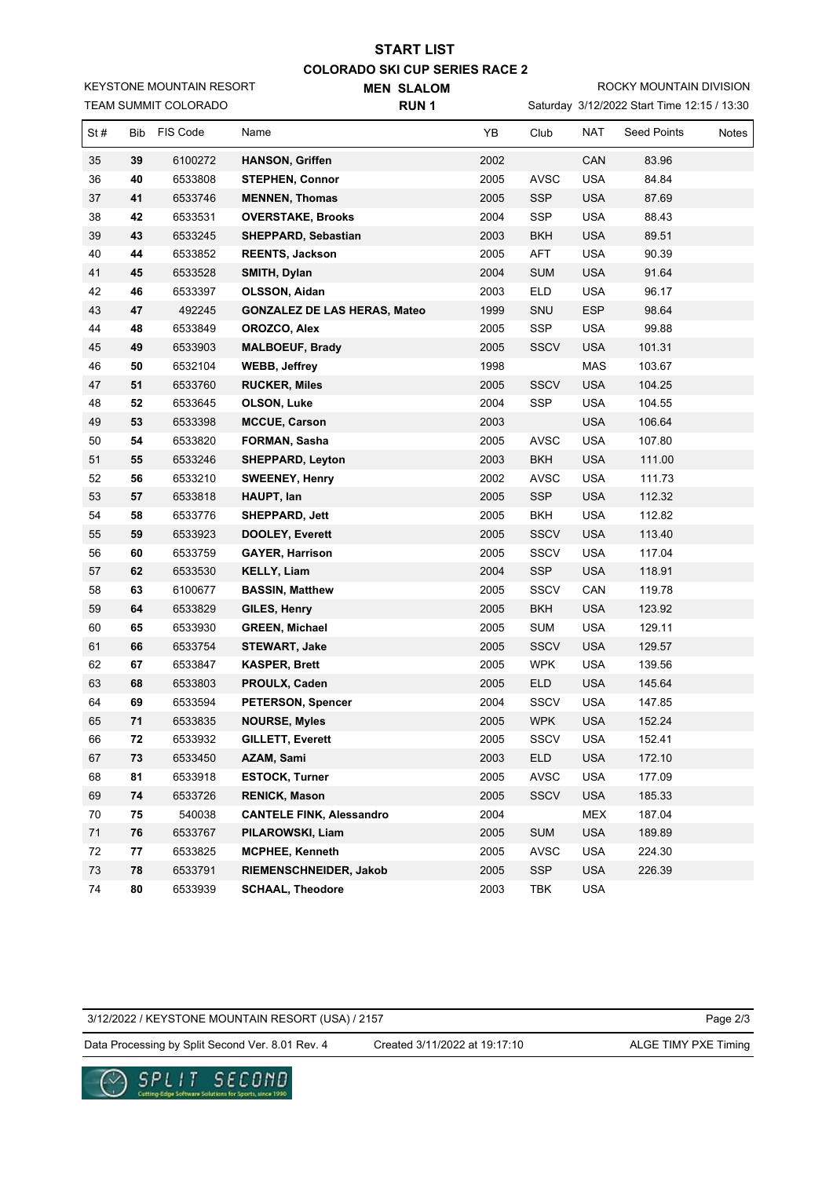# START LIST

## COLORADO SKI CUP SERIES RACE 2

KEYSTONE MOUNTAIN RESORT
TEAM SUMMIT COLORADO

**MEN SLALOM**
**RUN 1**

ROCKY MOUNTAIN DIVISION
Saturday 3/12/2022 Start Time 12:15 / 13:30

| St # | Bib | FIS Code | Name | YB | Club | NAT | Seed Points | Notes |
|---|---|---|---|---|---|---|---|---|
| 35 | **39** | 6100272 | **HANSON, Griffen** | 2002 | | CAN | 83.96 | |
| 36 | **40** | 6533808 | **STEPHEN, Connor** | 2005 | AVSC | USA | 84.84 | |
| 37 | **41** | 6533746 | **MENNEN, Thomas** | 2005 | SSP | USA | 87.69 | |
| 38 | **42** | 6533531 | **OVERSTAKE, Brooks** | 2004 | SSP | USA | 88.43 | |
| 39 | **43** | 6533245 | **SHEPPARD, Sebastian** | 2003 | BKH | USA | 89.51 | |
| 40 | **44** | 6533852 | **REENTS, Jackson** | 2005 | AFT | USA | 90.39 | |
| 41 | **45** | 6533528 | **SMITH, Dylan** | 2004 | SUM | USA | 91.64 | |
| 42 | **46** | 6533397 | **OLSSON, Aidan** | 2003 | ELD | USA | 96.17 | |
| 43 | **47** | 492245 | **GONZALEZ DE LAS HERAS, Mateo** | 1999 | SNU | ESP | 98.64 | |
| 44 | **48** | 6533849 | **OROZCO, Alex** | 2005 | SSP | USA | 99.88 | |
| 45 | **49** | 6533903 | **MALBOEUF, Brady** | 2005 | SSCV | USA | 101.31 | |
| 46 | **50** | 6532104 | **WEBB, Jeffrey** | 1998 | | MAS | 103.67 | |
| 47 | **51** | 6533760 | **RUCKER, Miles** | 2005 | SSCV | USA | 104.25 | |
| 48 | **52** | 6533645 | **OLSON, Luke** | 2004 | SSP | USA | 104.55 | |
| 49 | **53** | 6533398 | **MCCUE, Carson** | 2003 | | USA | 106.64 | |
| 50 | **54** | 6533820 | **FORMAN, Sasha** | 2005 | AVSC | USA | 107.80 | |
| 51 | **55** | 6533246 | **SHEPPARD, Leyton** | 2003 | BKH | USA | 111.00 | |
| 52 | **56** | 6533210 | **SWEENEY, Henry** | 2002 | AVSC | USA | 111.73 | |
| 53 | **57** | 6533818 | **HAUPT, Ian** | 2005 | SSP | USA | 112.32 | |
| 54 | **58** | 6533776 | **SHEPPARD, Jett** | 2005 | BKH | USA | 112.82 | |
| 55 | **59** | 6533923 | **DOOLEY, Everett** | 2005 | SSCV | USA | 113.40 | |
| 56 | **60** | 6533759 | **GAYER, Harrison** | 2005 | SSCV | USA | 117.04 | |
| 57 | **62** | 6533530 | **KELLY, Liam** | 2004 | SSP | USA | 118.91 | |
| 58 | **63** | 6100677 | **BASSIN, Matthew** | 2005 | SSCV | CAN | 119.78 | |
| 59 | **64** | 6533829 | **GILES, Henry** | 2005 | BKH | USA | 123.92 | |
| 60 | **65** | 6533930 | **GREEN, Michael** | 2005 | SUM | USA | 129.11 | |
| 61 | **66** | 6533754 | **STEWART, Jake** | 2005 | SSCV | USA | 129.57 | |
| 62 | **67** | 6533847 | **KASPER, Brett** | 2005 | WPK | USA | 139.56 | |
| 63 | **68** | 6533803 | **PROULX, Caden** | 2005 | ELD | USA | 145.64 | |
| 64 | **69** | 6533594 | **PETERSON, Spencer** | 2004 | SSCV | USA | 147.85 | |
| 65 | **71** | 6533835 | **NOURSE, Myles** | 2005 | WPK | USA | 152.24 | |
| 66 | **72** | 6533932 | **GILLETT, Everett** | 2005 | SSCV | USA | 152.41 | |
| 67 | **73** | 6533450 | **AZAM, Sami** | 2003 | ELD | USA | 172.10 | |
| 68 | **81** | 6533918 | **ESTOCK, Turner** | 2005 | AVSC | USA | 177.09 | |
| 69 | **74** | 6533726 | **RENICK, Mason** | 2005 | SSCV | USA | 185.33 | |
| 70 | **75** | 540038 | **CANTELE FINK, Alessandro** | 2004 | | MEX | 187.04 | |
| 71 | **76** | 6533767 | **PILAROWSKI, Liam** | 2005 | SUM | USA | 189.89 | |
| 72 | **77** | 6533825 | **MCPHEE, Kenneth** | 2005 | AVSC | USA | 224.30 | |
| 73 | **78** | 6533791 | **RIEMENSCHNEIDER, Jakob** | 2005 | SSP | USA | 226.39 | |
| 74 | **80** | 6533939 | **SCHAAL, Theodore** | 2003 | TBK | USA | | |

3/12/2022 / KEYSTONE MOUNTAIN RESORT (USA) / 2157

Data Processing by Split Second Ver. 8.01 Rev. 4 Created 3/11/2022 at 19:17:10 ALGE TIMY PXE Timing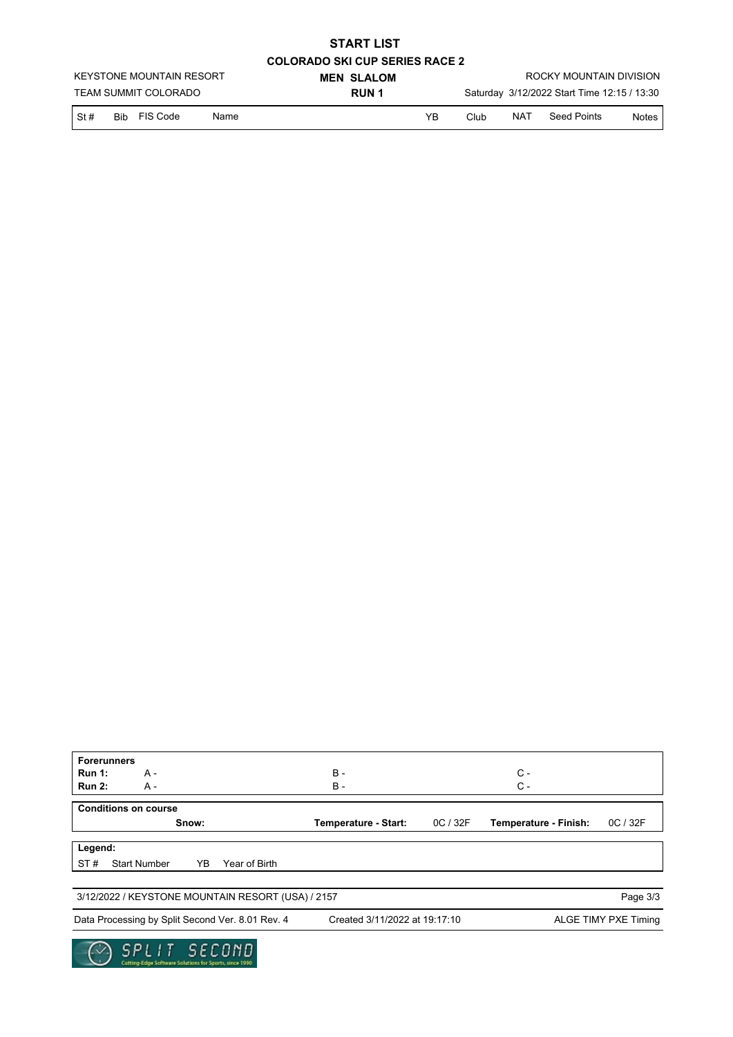# START LIST

## COLORADO SKI CUP SERIES RACE 2

KEYSTONE MOUNTAIN RESORT

TEAM SUMMIT COLORADO

**MEN SLALOM**

**RUN 1**

ROCKY MOUNTAIN DIVISION

Saturday 3/12/2022 Start Time 12:15 / 13:30

| St # | Bib | FIS Code | Name | YB | Club | NAT | Seed Points | Notes |
|---|---|---|---|---|---|---|---|---|

| **Forerunners** | | | |
|---|---|---|---|
| **Run 1:** | A - | B - | C - |
| **Run 2:** | A - | B - | C - |

| **Conditions on course** | | | | |
|---|---|---|---|---|
| **Snow:** | **Temperature - Start:** | 0C / 32F | **Temperature - Finish:** | 0C / 32F |

**Legend:**

ST # Start Number YB Year of Birth

3/12/2022 / KEYSTONE MOUNTAIN RESORT (USA) / 2157

Data Processing by Split Second Ver. 8.01 Rev. 4 Created 3/11/2022 at 19:17:10 ALGE TIMY PXE Timing